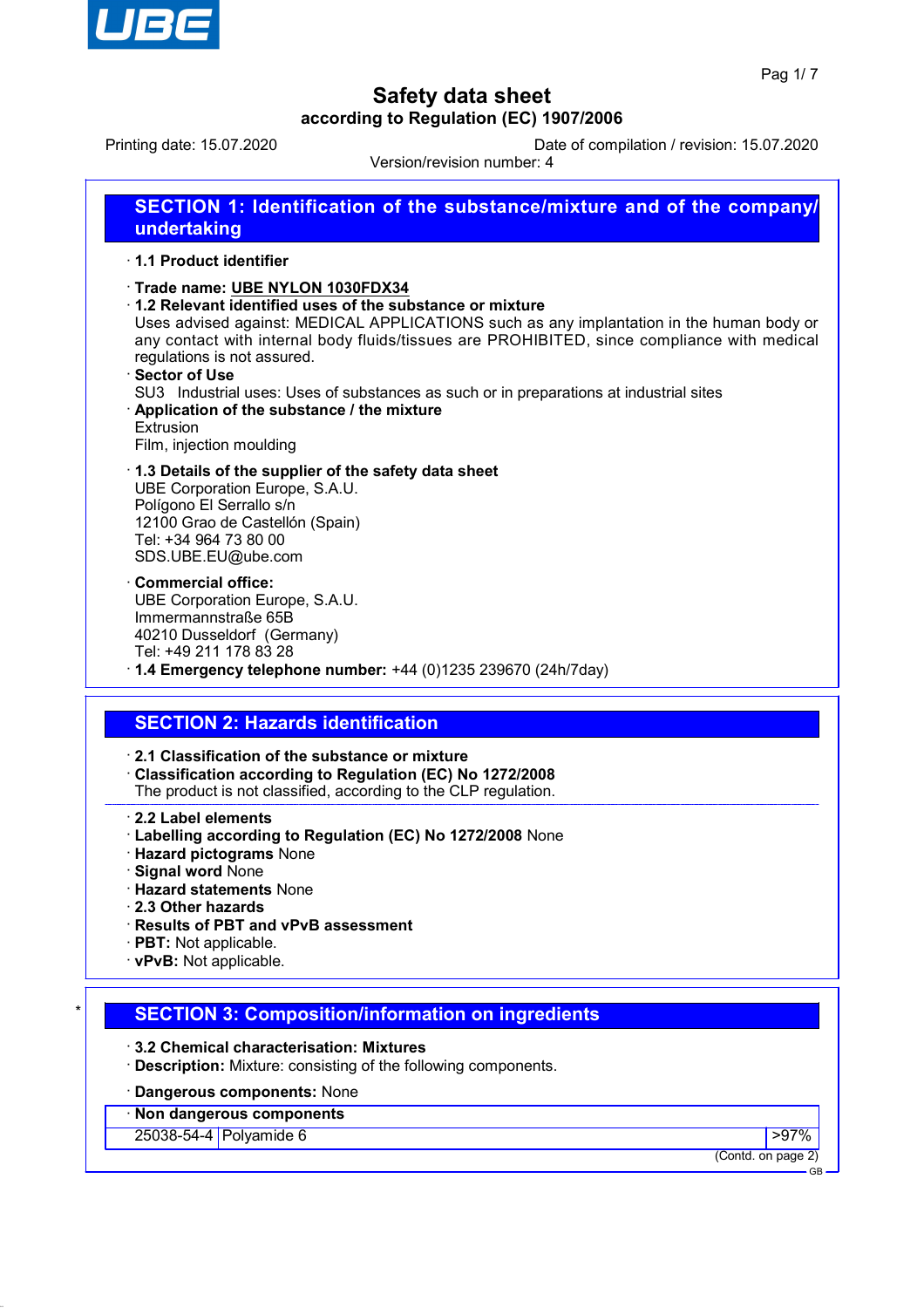# Safety data sheet

**according to Regulation (EC) 1907/2006**

Printing date: 15.07.2020 Date of compilation / revision: 15.07.2020

Version/revision number: 4

## SECTION 1: Identification of the substance/mixture and of the company/undertaking

· **1.1 Product identifier**

· **Trade name: UBE NYLON 1030FDX34**

· **1.2 Relevant identified uses of the substance or mixture**
Uses advised against: MEDICAL APPLICATIONS such as any implantation in the human body or any contact with internal body fluids/tissues are PROHIBITED, since compliance with medical regulations is not assured.

· **Sector of Use**
SU3 Industrial uses: Uses of substances as such or in preparations at industrial sites

· **Application of the substance / the mixture**
Extrusion
Film, injection moulding

· **1.3 Details of the supplier of the safety data sheet**
UBE Corporation Europe, S.A.U.
Polígono El Serrallo s/n
12100 Grao de Castellón (Spain)
Tel: +34 964 73 80 00
SDS.UBE.EU@ube.com

· **Commercial office:**
UBE Corporation Europe, S.A.U.
Immermannstraße 65B
40210 Dusseldorf (Germany)
Tel: +49 211 178 83 28

· **1.4 Emergency telephone number:** +44 (0)1235 239670 (24h/7day)

## SECTION 2: Hazards identification

· **2.1 Classification of the substance or mixture**

· **Classification according to Regulation (EC) No 1272/2008**
The product is not classified, according to the CLP regulation.

· **2.2 Label elements**

· **Labelling according to Regulation (EC) No 1272/2008** None

· **Hazard pictograms** None

· **Signal word** None

· **Hazard statements** None

· **2.3 Other hazards**

· **Results of PBT and vPvB assessment**

· **PBT:** Not applicable.

· **vPvB:** Not applicable.

## SECTION 3: Composition/information on ingredients

· **3.2 Chemical characterisation: Mixtures**

· **Description:** Mixture: consisting of the following components.

· **Dangerous components:** None

| · **Non dangerous components** | | |
|---|---|---|
| 25038-54-4 | Polyamide 6 | >97% |

(Contd. on page 2)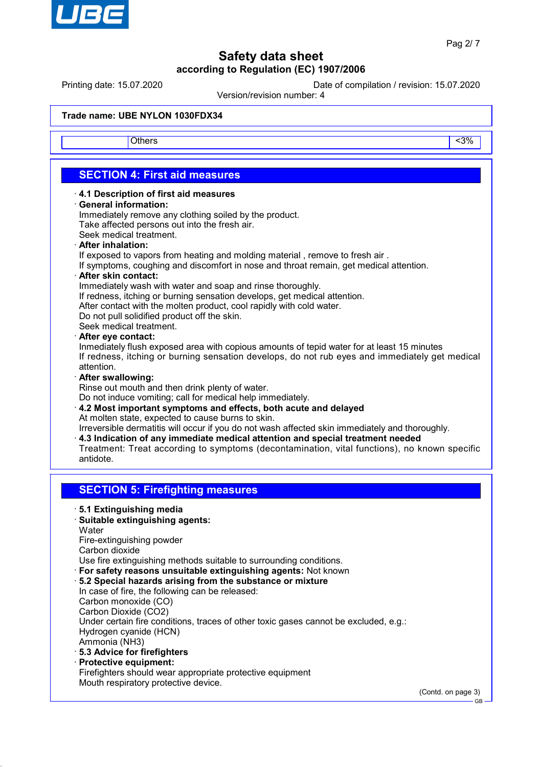Trade name: UBE NYLON 1030FDX34

| | Others | <3% |
|---|---|---|

## SECTION 4: First aid measures

· **4.1 Description of first aid measures**
· **General information:**
Immediately remove any clothing soiled by the product.
Take affected persons out into the fresh air.
Seek medical treatment.
· **After inhalation:**
If exposed to vapors from heating and molding material , remove to fresh air .
If symptoms, coughing and discomfort in nose and throat remain, get medical attention.
· **After skin contact:**
Immediately wash with water and soap and rinse thoroughly.
If redness, itching or burning sensation develops, get medical attention.
After contact with the molten product, cool rapidly with cold water.
Do not pull solidified product off the skin.
Seek medical treatment.
· **After eye contact:**
Innediately flush exposed area with copious amounts of tepid water for at least 15 minutes
If redness, itching or burning sensation develops, do not rub eyes and immediately get medical attention.
· **After swallowing:**
Rinse out mouth and then drink plenty of water.
Do not induce vomiting; call for medical help immediately.
· **4.2 Most important symptoms and effects, both acute and delayed**
At molten state, expected to cause burns to skin.
Irreversible dermatitis will occur if you do not wash affected skin immediately and thoroughly.
· **4.3 Indication of any immediate medical attention and special treatment needed**
Treatment: Treat according to symptoms (decontamination, vital functions), no known specific antidote.

## SECTION 5: Firefighting measures

· **5.1 Extinguishing media**
· **Suitable extinguishing agents:**
Water
Fire-extinguishing powder
Carbon dioxide
Use fire extinguishing methods suitable to surrounding conditions.
· **For safety reasons unsuitable extinguishing agents:** Not known
· **5.2 Special hazards arising from the substance or mixture**
In case of fire, the following can be released:
Carbon monoxide (CO)
Carbon Dioxide ($CO_2$)
Under certain fire conditions, traces of other toxic gases cannot be excluded, e.g.:
Hydrogen cyanide (HCN)
Ammonia ($NH_3$)
· **5.3 Advice for firefighters**
· **Protective equipment:**
Firefighters should wear appropriate protective equipment
Mouth respiratory protective device.

(Contd. on page 3)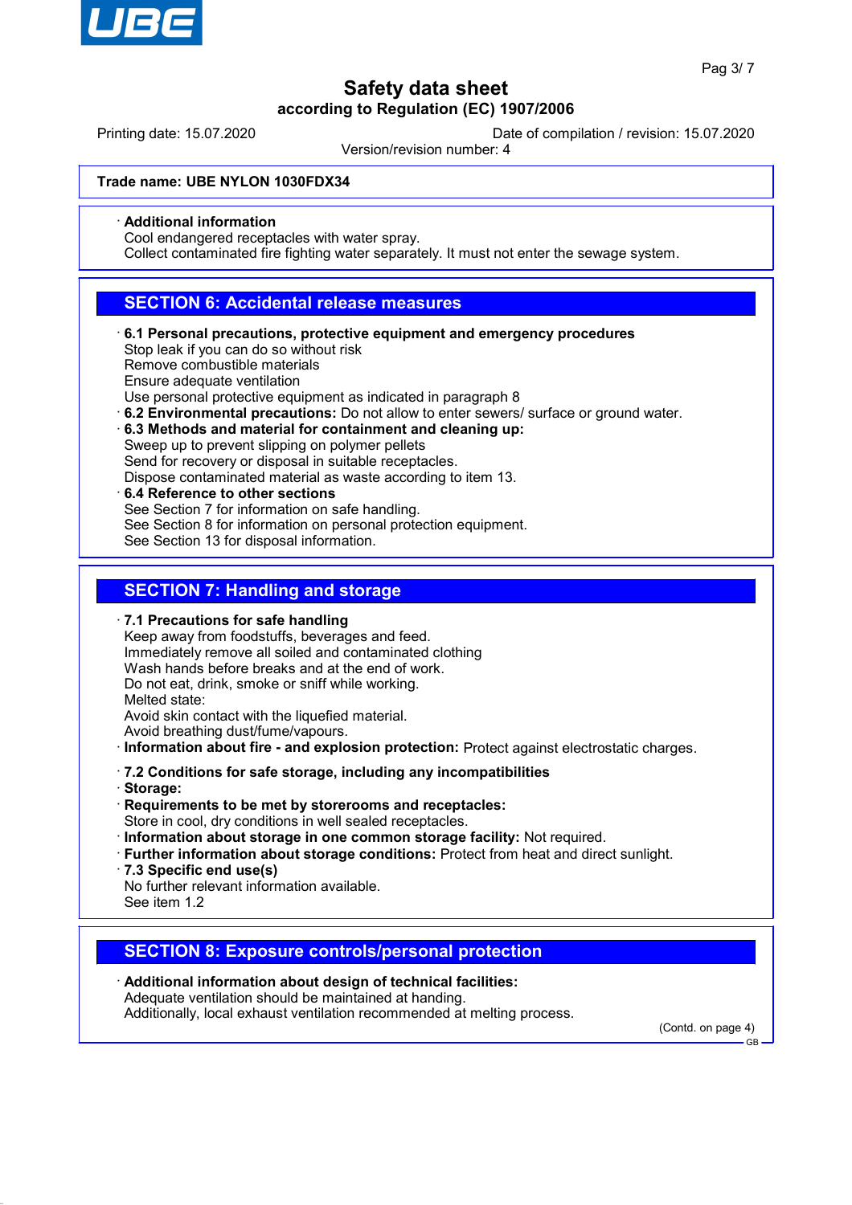**Trade name: UBE NYLON 1030FDX34**

· **Additional information**
Cool endangered receptacles with water spray.
Collect contaminated fire fighting water separately. It must not enter the sewage system.

## SECTION 6: Accidental release measures

· **6.1 Personal precautions, protective equipment and emergency procedures**
Stop leak if you can do so without risk
Remove combustible materials
Ensure adequate ventilation
Use personal protective equipment as indicated in paragraph 8
· **6.2 Environmental precautions:** Do not allow to enter sewers/ surface or ground water.
· **6.3 Methods and material for containment and cleaning up:**
Sweep up to prevent slipping on polymer pellets
Send for recovery or disposal in suitable receptacles.
Dispose contaminated material as waste according to item 13.
· **6.4 Reference to other sections**
See Section 7 for information on safe handling.
See Section 8 for information on personal protection equipment.
See Section 13 for disposal information.

## SECTION 7: Handling and storage

· **7.1 Precautions for safe handling**
Keep away from foodstuffs, beverages and feed.
Immediately remove all soiled and contaminated clothing
Wash hands before breaks and at the end of work.
Do not eat, drink, smoke or sniff while working.
Melted state:
Avoid skin contact with the liquefied material.
Avoid breathing dust/fume/vapours.
· **Information about fire - and explosion protection:** Protect against electrostatic charges.

· **7.2 Conditions for safe storage, including any incompatibilities**
· **Storage:**
· **Requirements to be met by storerooms and receptacles:**
Store in cool, dry conditions in well sealed receptacles.
· **Information about storage in one common storage facility:** Not required.
· **Further information about storage conditions:** Protect from heat and direct sunlight.
· **7.3 Specific end use(s)**
No further relevant information available.
See item 1.2

## SECTION 8: Exposure controls/personal protection

· **Additional information about design of technical facilities:**
Adequate ventilation should be maintained at handing.
Additionally, local exhaust ventilation recommended at melting process.

(Contd. on page 4)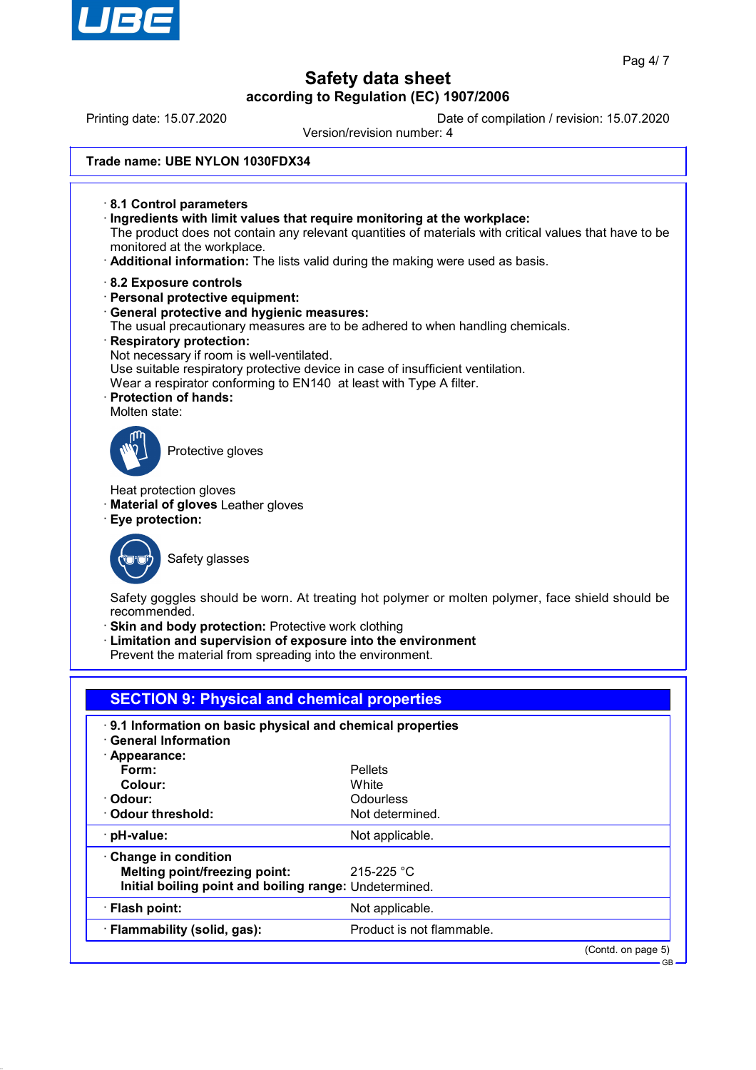# Safety data sheet
### according to Regulation (EC) 1907/2006

Printing date: 15.07.2020 Date of compilation / revision: 15.07.2020

Version/revision number: 4

**Trade name: UBE NYLON 1030FDX34**

· **8.1 Control parameters**
· **Ingredients with limit values that require monitoring at the workplace:**
The product does not contain any relevant quantities of materials with critical values that have to be monitored at the workplace.
· **Additional information:** The lists valid during the making were used as basis.

· **8.2 Exposure controls**
· **Personal protective equipment:**
· **General protective and hygienic measures:**
The usual precautionary measures are to be adhered to when handling chemicals.
· **Respiratory protection:**
Not necessary if room is well-ventilated.
Use suitable respiratory protective device in case of insufficient ventilation.
Wear a respirator conforming to EN140 at least with Type A filter.
· **Protection of hands:**
Molten state:

Protective gloves

Heat protection gloves
· **Material of gloves** Leather gloves
· **Eye protection:**

Safety glasses

Safety goggles should be worn. At treating hot polymer or molten polymer, face shield should be recommended.
· **Skin and body protection:** Protective work clothing
· **Limitation and supervision of exposure into the environment**
Prevent the material from spreading into the environment.

## SECTION 9: Physical and chemical properties

· **9.1 Information on basic physical and chemical properties**
· **General Information**
· **Appearance:**

| | |
|---|---|
| **Form:** | Pellets |
| **Colour:** | White |
| · **Odour:** | Odourless |
| · **Odour threshold:** | Not determined. |
| · **pH-value:** | Not applicable. |
| · **Change in condition** | |
| **Melting point/freezing point:** | 215-225 °C |
| **Initial boiling point and boiling range:** | Undetermined. |
| · **Flash point:** | Not applicable. |
| · **Flammability (solid, gas):** | Product is not flammable. |

(Contd. on page 5)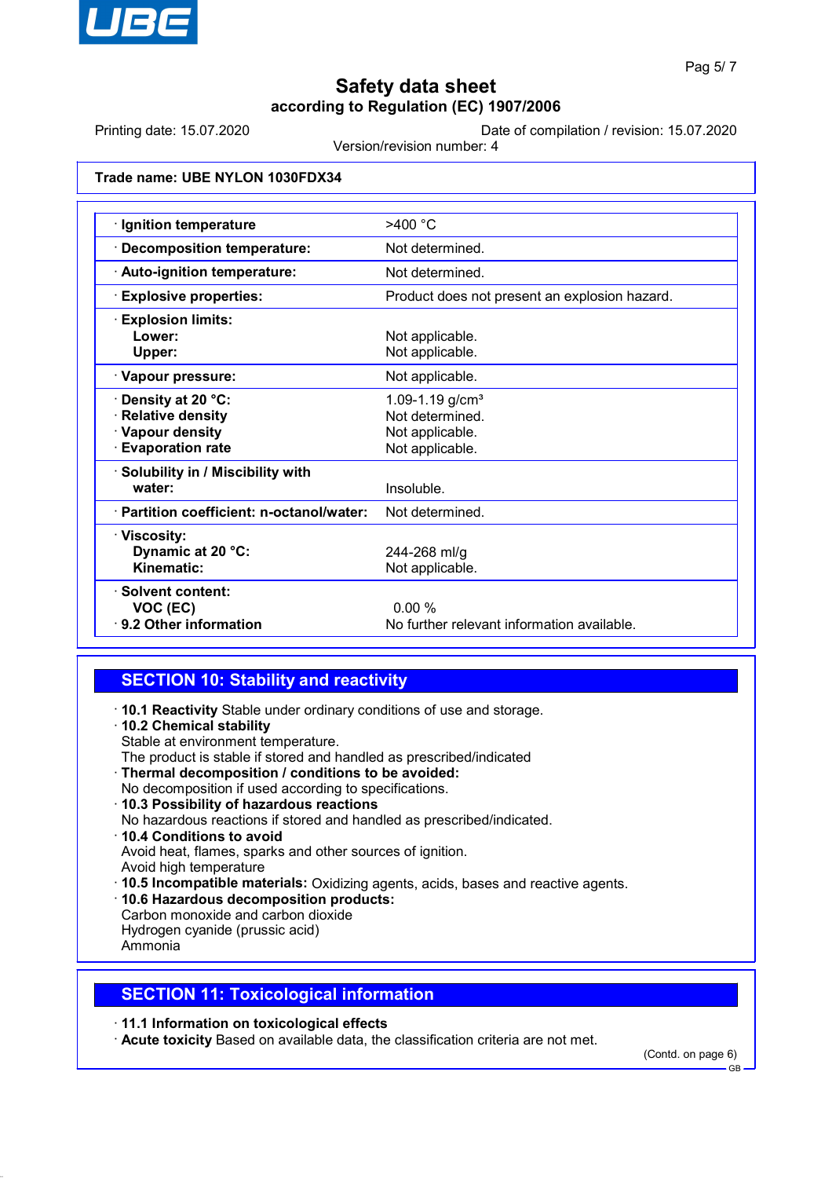Trade name: **UBE NYLON 1030FDX34**

| | |
|---|---|
| · **Ignition temperature** | >400 °C |
| · **Decomposition temperature:** | Not determined. |
| · **Auto-ignition temperature:** | Not determined. |
| · **Explosive properties:** | Product does not present an explosion hazard. |
| · **Explosion limits:** | |
| **Lower:** | Not applicable. |
| **Upper:** | Not applicable. |
| · **Vapour pressure:** | Not applicable. |
| · **Density at 20 °C:** | 1.09-1.19 g/cm³ |
| · **Relative density** | Not determined. |
| · **Vapour density** | Not applicable. |
| · **Evaporation rate** | Not applicable. |
| · **Solubility in / Miscibility with water:** | Insoluble. |
| · **Partition coefficient: n-octanol/water:** | Not determined. |
| · **Viscosity:** | |
| **Dynamic at 20 °C:** | 244-268 ml/g |
| **Kinematic:** | Not applicable. |
| · **Solvent content:** | |
| **VOC (EC)** | 0.00 % |
| · **9.2 Other information** | No further relevant information available. |

## SECTION 10: Stability and reactivity

· **10.1 Reactivity** Stable under ordinary conditions of use and storage.
· **10.2 Chemical stability**
Stable at environment temperature.
The product is stable if stored and handled as prescribed/indicated
· **Thermal decomposition / conditions to be avoided:**
No decomposition if used according to specifications.
· **10.3 Possibility of hazardous reactions**
No hazardous reactions if stored and handled as prescribed/indicated.
· **10.4 Conditions to avoid**
Avoid heat, flames, sparks and other sources of ignition.
Avoid high temperature
· **10.5 Incompatible materials:** Oxidizing agents, acids, bases and reactive agents.
· **10.6 Hazardous decomposition products:**
Carbon monoxide and carbon dioxide
Hydrogen cyanide (prussic acid)
Ammonia

## SECTION 11: Toxicological information

· **11.1 Information on toxicological effects**
· **Acute toxicity** Based on available data, the classification criteria are not met.

(Contd. on page 6)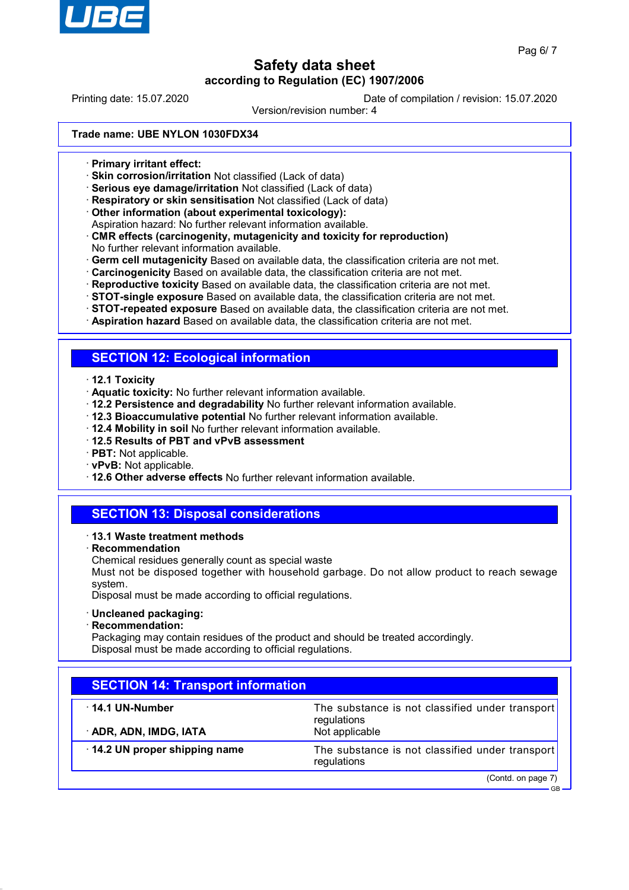**Trade name: UBE NYLON 1030FDX34**

· **Primary irritant effect:**
· **Skin corrosion/irritation** Not classified (Lack of data)
· **Serious eye damage/irritation** Not classified (Lack of data)
· **Respiratory or skin sensitisation** Not classified (Lack of data)
· **Other information (about experimental toxicology):**
Aspiration hazard: No further relevant information available.
· **CMR effects (carcinogenity, mutagenicity and toxicity for reproduction)**
No further relevant information available.
· **Germ cell mutagenicity** Based on available data, the classification criteria are not met.
· **Carcinogenicity** Based on available data, the classification criteria are not met.
· **Reproductive toxicity** Based on available data, the classification criteria are not met.
· **STOT-single exposure** Based on available data, the classification criteria are not met.
· **STOT-repeated exposure** Based on available data, the classification criteria are not met.
· **Aspiration hazard** Based on available data, the classification criteria are not met.

## SECTION 12: Ecological information

· **12.1 Toxicity**
· **Aquatic toxicity:** No further relevant information available.
· **12.2 Persistence and degradability** No further relevant information available.
· **12.3 Bioaccumulative potential** No further relevant information available.
· **12.4 Mobility in soil** No further relevant information available.
· **12.5 Results of PBT and vPvB assessment**
· **PBT:** Not applicable.
· **vPvB:** Not applicable.
· **12.6 Other adverse effects** No further relevant information available.

## SECTION 13: Disposal considerations

· **13.1 Waste treatment methods**
· **Recommendation**
Chemical residues generally count as special waste
Must not be disposed together with household garbage. Do not allow product to reach sewage system.
Disposal must be made according to official regulations.

· **Uncleaned packaging:**
· **Recommendation:**
Packaging may contain residues of the product and should be treated accordingly.
Disposal must be made according to official regulations.

## SECTION 14: Transport information

| | |
|---|---|
| · **14.1 UN-Number** | The substance is not classified under transport regulations |
| · **ADR, ADN, IMDG, IATA** | Not applicable |
| · **14.2 UN proper shipping name** | The substance is not classified under transport regulations |

(Contd. on page 7)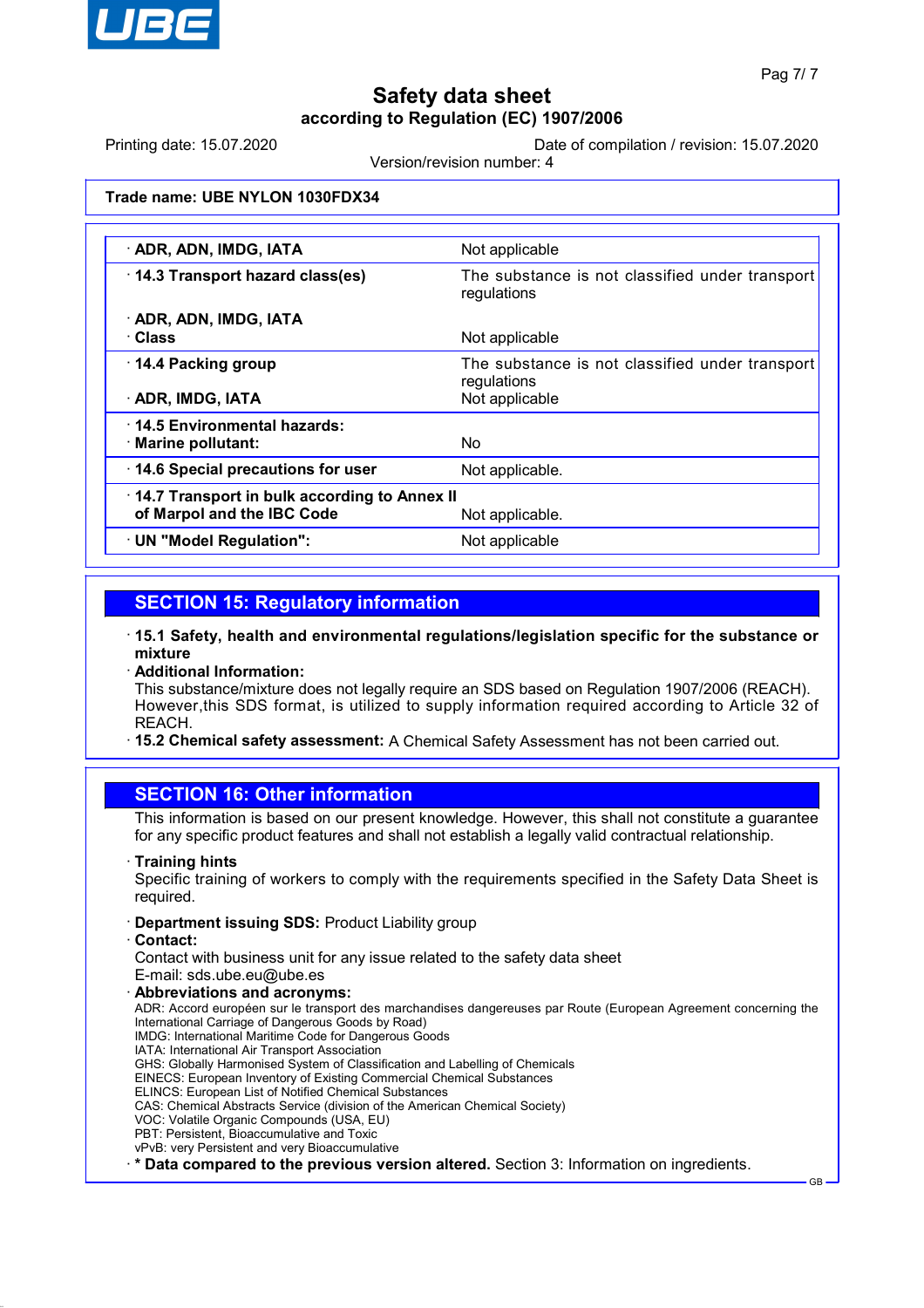| | |
|---|---|
| · ADR, ADN, IMDG, IATA | Not applicable |
| · 14.3 Transport hazard class(es) | The substance is not classified under transport regulations |
| · ADR, ADN, IMDG, IATA<br>· Class | Not applicable |
| · 14.4 Packing group | The substance is not classified under transport regulations |
| · ADR, IMDG, IATA | Not applicable |
| · 14.5 Environmental hazards:<br>· Marine pollutant: | No |
| · 14.6 Special precautions for user | Not applicable. |
| · 14.7 Transport in bulk according to Annex II of Marpol and the IBC Code | Not applicable. |
| · UN "Model Regulation": | Not applicable |

## SECTION 15: Regulatory information

· **15.1 Safety, health and environmental regulations/legislation specific for the substance or mixture**

· **Additional Information:**
This substance/mixture does not legally require an SDS based on Regulation 1907/2006 (REACH). However,this SDS format, is utilized to supply information required according to Article 32 of REACH.

· **15.2 Chemical safety assessment:** A Chemical Safety Assessment has not been carried out.

## SECTION 16: Other information

This information is based on our present knowledge. However, this shall not constitute a guarantee for any specific product features and shall not establish a legally valid contractual relationship.

· **Training hints**
Specific training of workers to comply with the requirements specified in the Safety Data Sheet is required.

· **Department issuing SDS:** Product Liability group

· **Contact:**
Contact with business unit for any issue related to the safety data sheet
E-mail: sds.ube.eu@ube.es

· **Abbreviations and acronyms:**
ADR: Accord européen sur le transport des marchandises dangereuses par Route (European Agreement concerning the International Carriage of Dangerous Goods by Road)
IMDG: International Maritime Code for Dangerous Goods
IATA: International Air Transport Association
GHS: Globally Harmonised System of Classification and Labelling of Chemicals
EINECS: European Inventory of Existing Commercial Chemical Substances
ELINCS: European List of Notified Chemical Substances
CAS: Chemical Abstracts Service (division of the American Chemical Society)
VOC: Volatile Organic Compounds (USA, EU)
PBT: Persistent, Bioaccumulative and Toxic
vPvB: very Persistent and very Bioaccumulative

· **\* Data compared to the previous version altered.** Section 3: Information on ingredients.